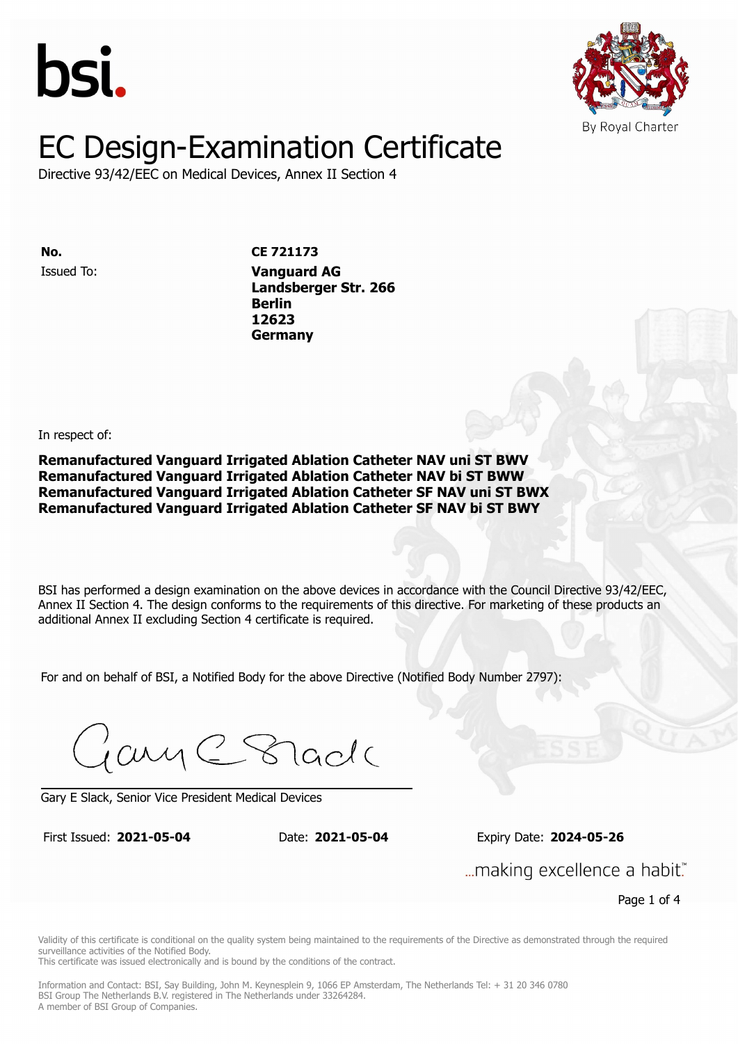bsi.

By Royal Charter

# EC Design-Examination Certificate

Directive 93/42/EEC on Medical Devices, Annex II Section 4

| | |
|---|---|
| **No.** | **CE 721173** |
| Issued To: | **Vanguard AG**<br>**Landsberger Str. 266**<br>**Berlin**<br>**12623**<br>**Germany** |

In respect of:

**Remanufactured Vanguard Irrigated Ablation Catheter NAV uni ST BWV**
**Remanufactured Vanguard Irrigated Ablation Catheter NAV bi ST BWW**
**Remanufactured Vanguard Irrigated Ablation Catheter SF NAV uni ST BWX**
**Remanufactured Vanguard Irrigated Ablation Catheter SF NAV bi ST BWY**

BSI has performed a design examination on the above devices in accordance with the Council Directive 93/42/EEC, Annex II Section 4. The design conforms to the requirements of this directive. For marketing of these products an additional Annex II excluding Section 4 certificate is required.

For and on behalf of BSI, a Notified Body for the above Directive (Notified Body Number 2797):

Gary E Slack, Senior Vice President Medical Devices

First Issued: **2021-05-04** Date: **2021-05-04** Expiry Date: **2024-05-26**

...making excellence a habit.™

Validity of this certificate is conditional on the quality system being maintained to the requirements of the Directive as demonstrated through the required surveillance activities of the Notified Body.
This certificate was issued electronically and is bound by the conditions of the contract.

Information and Contact: BSI, Say Building, John M. Keynesplein 9, 1066 EP Amsterdam, The Netherlands Tel: + 31 20 346 0780
BSI Group The Netherlands B.V. registered in The Netherlands under 33264284.
A member of BSI Group of Companies.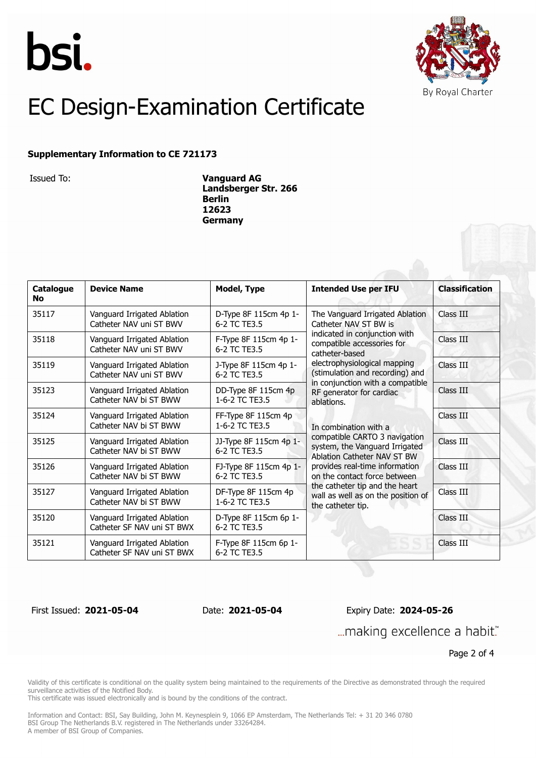bsi.

By Royal Charter

# EC Design-Examination Certificate

**Supplementary Information to CE 721173**

Issued To: **Vanguard AG**
**Landsberger Str. 266**
**Berlin**
**12623**
**Germany**

| Catalogue No | Device Name | Model, Type | Intended Use per IFU | Classification |
|---|---|---|---|---|
| 35117 | Vanguard Irrigated Ablation Catheter NAV uni ST BWV | D-Type 8F 115cm 4p 1-6-2 TC TE3.5 | The Vanguard Irrigated Ablation Catheter NAV ST BW is indicated in conjunction with compatible accessories for catheter-based electrophysiological mapping (stimulation and recording) and in conjunction with a compatible RF generator for cardiac ablations. In combination with a compatible CARTO 3 navigation system, the Vanguard Irrigated Ablation Catheter NAV ST BW provides real-time information on the contact force between the catheter tip and the heart wall as well as on the position of the catheter tip. | Class III |
| 35118 | Vanguard Irrigated Ablation Catheter NAV uni ST BWV | F-Type 8F 115cm 4p 1-6-2 TC TE3.5 | | Class III |
| 35119 | Vanguard Irrigated Ablation Catheter NAV uni ST BWV | J-Type 8F 115cm 4p 1-6-2 TC TE3.5 | | Class III |
| 35123 | Vanguard Irrigated Ablation Catheter NAV bi ST BWW | DD-Type 8F 115cm 4p 1-6-2 TC TE3.5 | | Class III |
| 35124 | Vanguard Irrigated Ablation Catheter NAV bi ST BWW | FF-Type 8F 115cm 4p 1-6-2 TC TE3.5 | | Class III |
| 35125 | Vanguard Irrigated Ablation Catheter NAV bi ST BWW | JJ-Type 8F 115cm 4p 1-6-2 TC TE3.5 | | Class III |
| 35126 | Vanguard Irrigated Ablation Catheter NAV bi ST BWW | FJ-Type 8F 115cm 4p 1-6-2 TC TE3.5 | | Class III |
| 35127 | Vanguard Irrigated Ablation Catheter NAV bi ST BWW | DF-Type 8F 115cm 4p 1-6-2 TC TE3.5 | | Class III |
| 35120 | Vanguard Irrigated Ablation Catheter SF NAV uni ST BWX | D-Type 8F 115cm 6p 1-6-2 TC TE3.5 | | Class III |
| 35121 | Vanguard Irrigated Ablation Catheter SF NAV uni ST BWX | F-Type 8F 115cm 6p 1-6-2 TC TE3.5 | | Class III |

First Issued: **2021-05-04** Date: **2021-05-04** Expiry Date: **2024-05-26**

...making excellence a habit.™

Validity of this certificate is conditional on the quality system being maintained to the requirements of the Directive as demonstrated through the required surveillance activities of the Notified Body.
This certificate was issued electronically and is bound by the conditions of the contract.

Information and Contact: BSI, Say Building, John M. Keynesplein 9, 1066 EP Amsterdam, The Netherlands Tel: + 31 20 346 0780
BSI Group The Netherlands B.V. registered in The Netherlands under 33264284.
A member of BSI Group of Companies.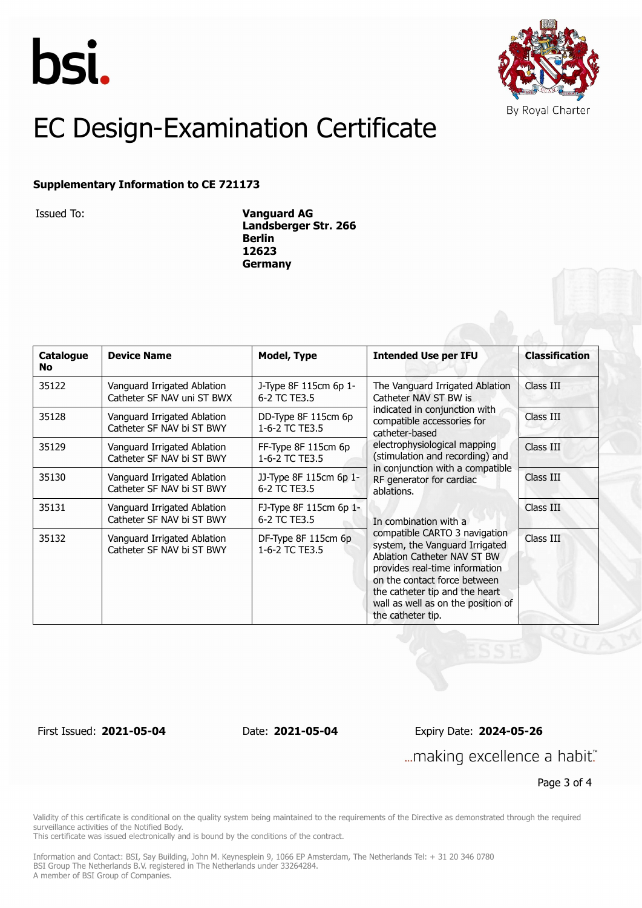bsi.

By Royal Charter

# EC Design-Examination Certificate

**Supplementary Information to CE 721173**

Issued To: **Vanguard AG**
**Landsberger Str. 266**
**Berlin**
**12623**
**Germany**

| Catalogue No | Device Name | Model, Type | Intended Use per IFU | Classification |
|---|---|---|---|---|
| 35122 | Vanguard Irrigated Ablation Catheter SF NAV uni ST BWX | J-Type 8F 115cm 6p 1-6-2 TC TE3.5 | The Vanguard Irrigated Ablation Catheter NAV ST BW is indicated in conjunction with compatible accessories for catheter-based electrophysiological mapping (stimulation and recording) and in conjunction with a compatible RF generator for cardiac ablations. In combination with a compatible CARTO 3 navigation system, the Vanguard Irrigated Ablation Catheter NAV ST BW provides real-time information on the contact force between the catheter tip and the heart wall as well as on the position of the catheter tip. | Class III |
| 35128 | Vanguard Irrigated Ablation Catheter SF NAV bi ST BWY | DD-Type 8F 115cm 6p 1-6-2 TC TE3.5 | | Class III |
| 35129 | Vanguard Irrigated Ablation Catheter SF NAV bi ST BWY | FF-Type 8F 115cm 6p 1-6-2 TC TE3.5 | | Class III |
| 35130 | Vanguard Irrigated Ablation Catheter SF NAV bi ST BWY | JJ-Type 8F 115cm 6p 1-6-2 TC TE3.5 | | Class III |
| 35131 | Vanguard Irrigated Ablation Catheter SF NAV bi ST BWY | FJ-Type 8F 115cm 6p 1-6-2 TC TE3.5 | | Class III |
| 35132 | Vanguard Irrigated Ablation Catheter SF NAV bi ST BWY | DF-Type 8F 115cm 6p 1-6-2 TC TE3.5 | | Class III |

First Issued: **2021-05-04** Date: **2021-05-04** Expiry Date: **2024-05-26**

...making excellence a habit.™

Validity of this certificate is conditional on the quality system being maintained to the requirements of the Directive as demonstrated through the required surveillance activities of the Notified Body.
This certificate was issued electronically and is bound by the conditions of the contract.

Information and Contact: BSI, Say Building, John M. Keynesplein 9, 1066 EP Amsterdam, The Netherlands Tel: + 31 20 346 0780
BSI Group The Netherlands B.V. registered in The Netherlands under 33264284.
A member of BSI Group of Companies.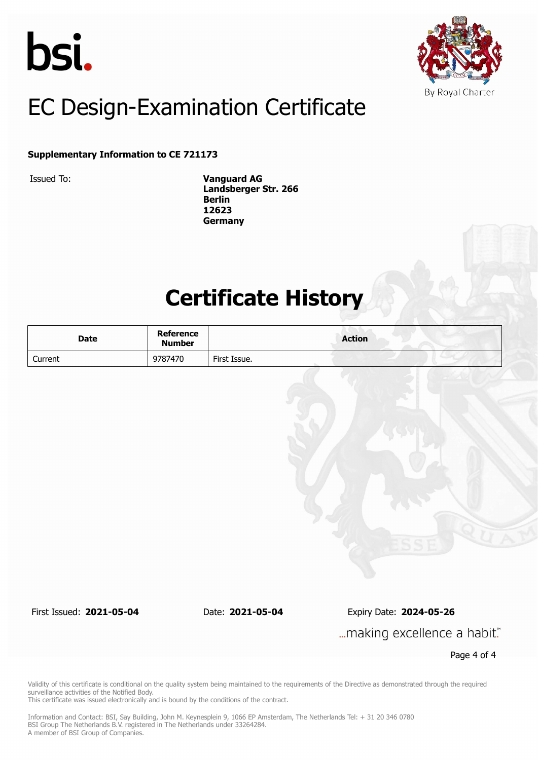bsi.

By Royal Charter

# EC Design-Examination Certificate

**Supplementary Information to CE 721173**

Issued To: **Vanguard AG**
**Landsberger Str. 266**
**Berlin**
**12623**
**Germany**

## Certificate History

| Date | Reference Number | Action |
| --- | --- | --- |
| Current | 9787470 | First Issue. |

First Issued: **2021-05-04** Date: **2021-05-04** Expiry Date: **2024-05-26**

...making excellence a habit.™

Validity of this certificate is conditional on the quality system being maintained to the requirements of the Directive as demonstrated through the required surveillance activities of the Notified Body.
This certificate was issued electronically and is bound by the conditions of the contract.

Information and Contact: BSI, Say Building, John M. Keynesplein 9, 1066 EP Amsterdam, The Netherlands Tel: + 31 20 346 0780
BSI Group The Netherlands B.V. registered in The Netherlands under 33264284.
A member of BSI Group of Companies.